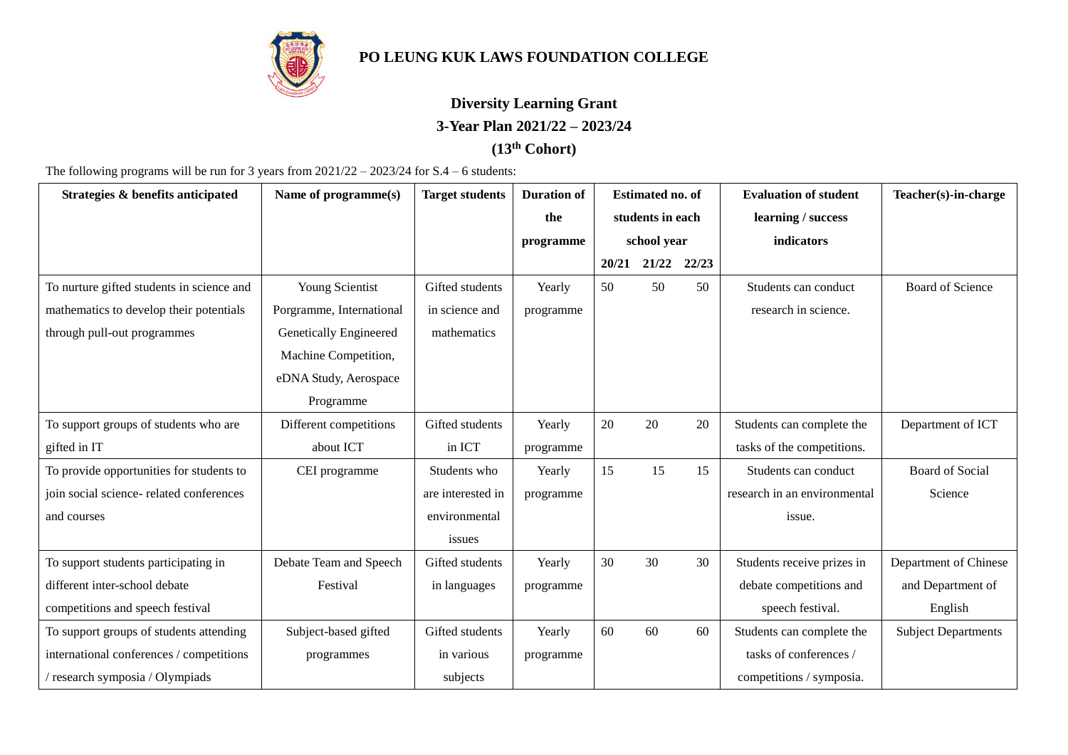# PO LEUNG KUK LAWS FOUNDATION COLLEGE

## Diversity Learning Grant

## 3-Year Plan 2021/22 – 2023/24

## (13th Cohort)

The following programs will be run for 3 years from 2021/22 – 2023/24 for S.4 – 6 students:

| Strategies & benefits anticipated | Name of programme(s) | Target students | Duration of the programme | Estimated no. of students in each school year | | | Evaluation of student learning / success indicators | Teacher(s)-in-charge |
|---|---|---|---|---|---|---|---|---|
| | | | | 20/21 | 21/22 | 22/23 | | |
| To nurture gifted students in science and mathematics to develop their potentials through pull-out programmes | Young Scientist Porgramme, International Genetically Engineered Machine Competition, eDNA Study, Aerospace Programme | Gifted students in science and mathematics | Yearly programme | 50 | 50 | 50 | Students can conduct research in science. | Board of Science |
| To support groups of students who are gifted in IT | Different competitions about ICT | Gifted students in ICT | Yearly programme | 20 | 20 | 20 | Students can complete the tasks of the competitions. | Department of ICT |
| To provide opportunities for students to join social science- related conferences and courses | CEI programme | Students who are interested in environmental issues | Yearly programme | 15 | 15 | 15 | Students can conduct research in an environmental issue. | Board of Social Science |
| To support students participating in different inter-school debate competitions and speech festival | Debate Team and Speech Festival | Gifted students in languages | Yearly programme | 30 | 30 | 30 | Students receive prizes in debate competitions and speech festival. | Department of Chinese and Department of English |
| To support groups of students attending international conferences / competitions / research symposia / Olympiads | Subject-based gifted programmes | Gifted students in various subjects | Yearly programme | 60 | 60 | 60 | Students can complete the tasks of conferences / competitions / symposia. | Subject Departments |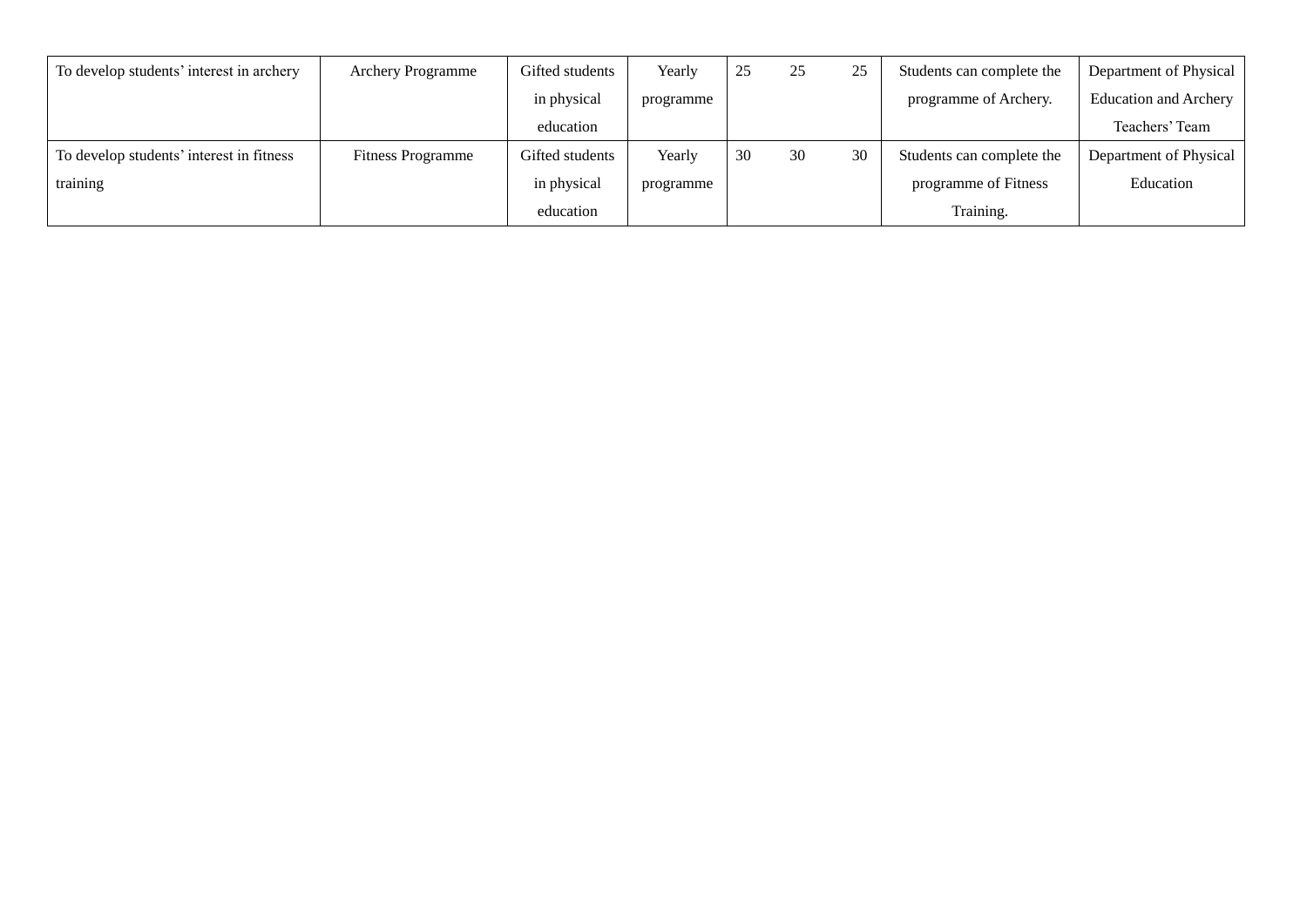| | | | | | | | | |
|---|---|---|---|---|---|---|---|---|
| To develop students' interest in archery | Archery Programme | Gifted students in physical education | Yearly programme | 25 | 25 | 25 | Students can complete the programme of Archery. | Department of Physical Education and Archery Teachers' Team |
| To develop students' interest in fitness training | Fitness Programme | Gifted students in physical education | Yearly programme | 30 | 30 | 30 | Students can complete the programme of Fitness Training. | Department of Physical Education |